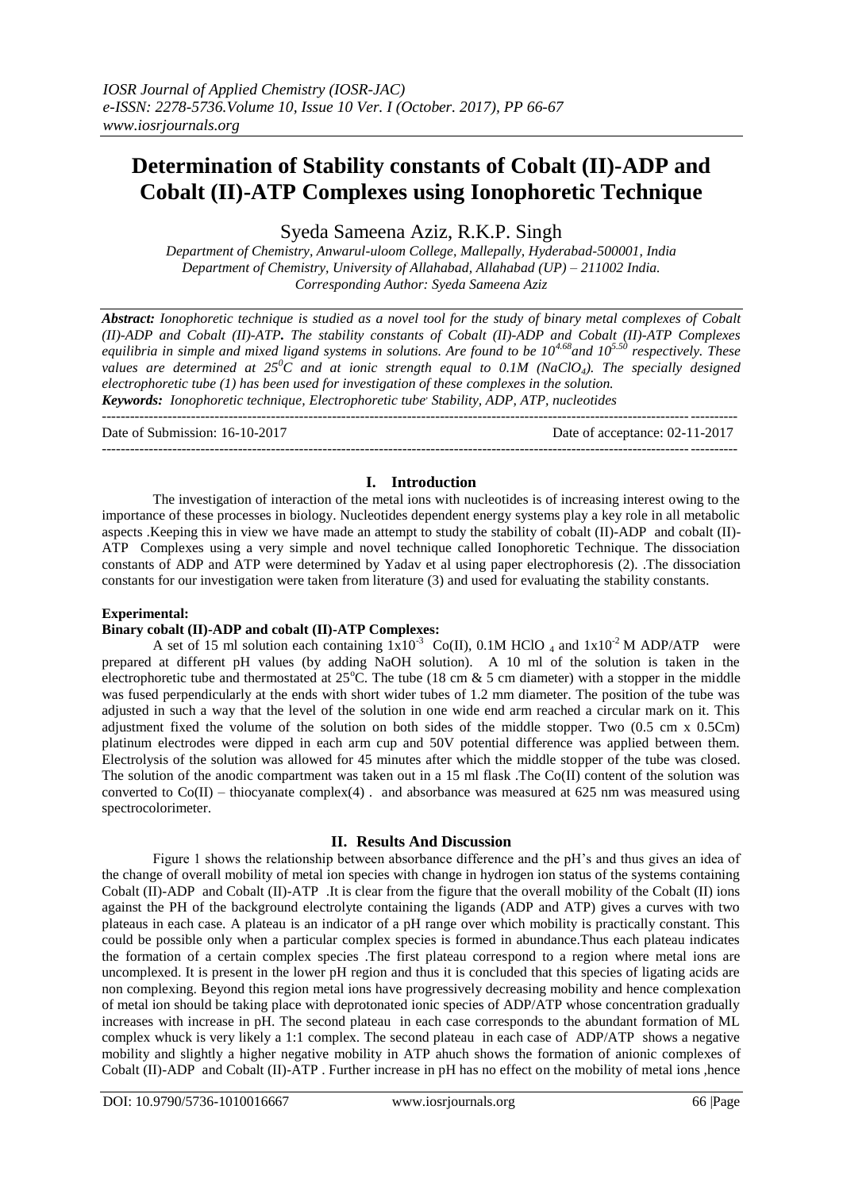# Determination of Stability constants of Cobalt (II)-ADP and Cobalt (II)-ATP Complexes using Ionophoretic Technique

Syeda Sameena Aziz, R.K.P. Singh

*Department of Chemistry, Anwarul-uloom College, Mallepally, Hyderabad-500001, India*
*Department of Chemistry, University of Allahabad, Allahabad (UP) – 211002 India.*
*Corresponding Author: Syeda Sameena Aziz*

***Abstract:*** *Ionophoretic technique is studied as a novel tool for the study of binary metal complexes of Cobalt (II)-ADP and Cobalt (II)-ATP. The stability constants of Cobalt (II)-ADP and Cobalt (II)-ATP Complexes equilibria in simple and mixed ligand systems in solutions. Are found to be $10^{4.68}$ and $10^{5.50}$ respectively. These values are determined at $25^0C$ and at ionic strength equal to 0.1M ($NaClO_4$). The specially designed electrophoretic tube (1) has been used for investigation of these complexes in the solution.*

***Keywords:*** *Ionophoretic technique, Electrophoretic tube, Stability, ADP, ATP, nucleotides*

---

Date of Submission: 16-10-2017 Date of acceptance: 02-11-2017

---

## I. Introduction

The investigation of interaction of the metal ions with nucleotides is of increasing interest owing to the importance of these processes in biology. Nucleotides dependent energy systems play a key role in all metabolic aspects .Keeping this in view we have made an attempt to study the stability of cobalt (II)-ADP and cobalt (II)-ATP Complexes using a very simple and novel technique called Ionophoretic Technique. The dissociation constants of ADP and ATP were determined by Yadav et al using paper electrophoresis (2). .The dissociation constants for our investigation were taken from literature (3) and used for evaluating the stability constants.

**Experimental:**

**Binary cobalt (II)-ADP and cobalt (II)-ATP Complexes:**

A set of 15 ml solution each containing $1x10^{-3}$ Co(II), 0.1M $HClO_4$ and $1x10^{-2}$ M ADP/ATP were prepared at different pH values (by adding NaOH solution). A 10 ml of the solution is taken in the electrophoretic tube and thermostated at 25°C. The tube (18 cm & 5 cm diameter) with a stopper in the middle was fused perpendicularly at the ends with short wider tubes of 1.2 mm diameter. The position of the tube was adjusted in such a way that the level of the solution in one wide end arm reached a circular mark on it. This adjustment fixed the volume of the solution on both sides of the middle stopper. Two (0.5 cm x 0.5Cm) platinum electrodes were dipped in each arm cup and 50V potential difference was applied between them. Electrolysis of the solution was allowed for 45 minutes after which the middle stopper of the tube was closed. The solution of the anodic compartment was taken out in a 15 ml flask .The Co(II) content of the solution was converted to Co(II) – thiocyanate complex(4) . and absorbance was measured at 625 nm was measured using spectrocolorimeter.

## II. Results And Discussion

Figure 1 shows the relationship between absorbance difference and the pH's and thus gives an idea of the change of overall mobility of metal ion species with change in hydrogen ion status of the systems containing Cobalt (II)-ADP and Cobalt (II)-ATP .It is clear from the figure that the overall mobility of the Cobalt (II) ions against the PH of the background electrolyte containing the ligands (ADP and ATP) gives a curves with two plateaus in each case. A plateau is an indicator of a pH range over which mobility is practically constant. This could be possible only when a particular complex species is formed in abundance.Thus each plateau indicates the formation of a certain complex species .The first plateau correspond to a region where metal ions are uncomplexed. It is present in the lower pH region and thus it is concluded that this species of ligating acids are non complexing. Beyond this region metal ions have progressively decreasing mobility and hence complexation of metal ion should be taking place with deprotonated ionic species of ADP/ATP whose concentration gradually increases with increase in pH. The second plateau in each case corresponds to the abundant formation of ML complex whuck is very likely a 1:1 complex. The second plateau in each case of ADP/ATP shows a negative mobility and slightly a higher negative mobility in ATP ahuch shows the formation of anionic complexes of Cobalt (II)-ADP and Cobalt (II)-ATP . Further increase in pH has no effect on the mobility of metal ions ,hence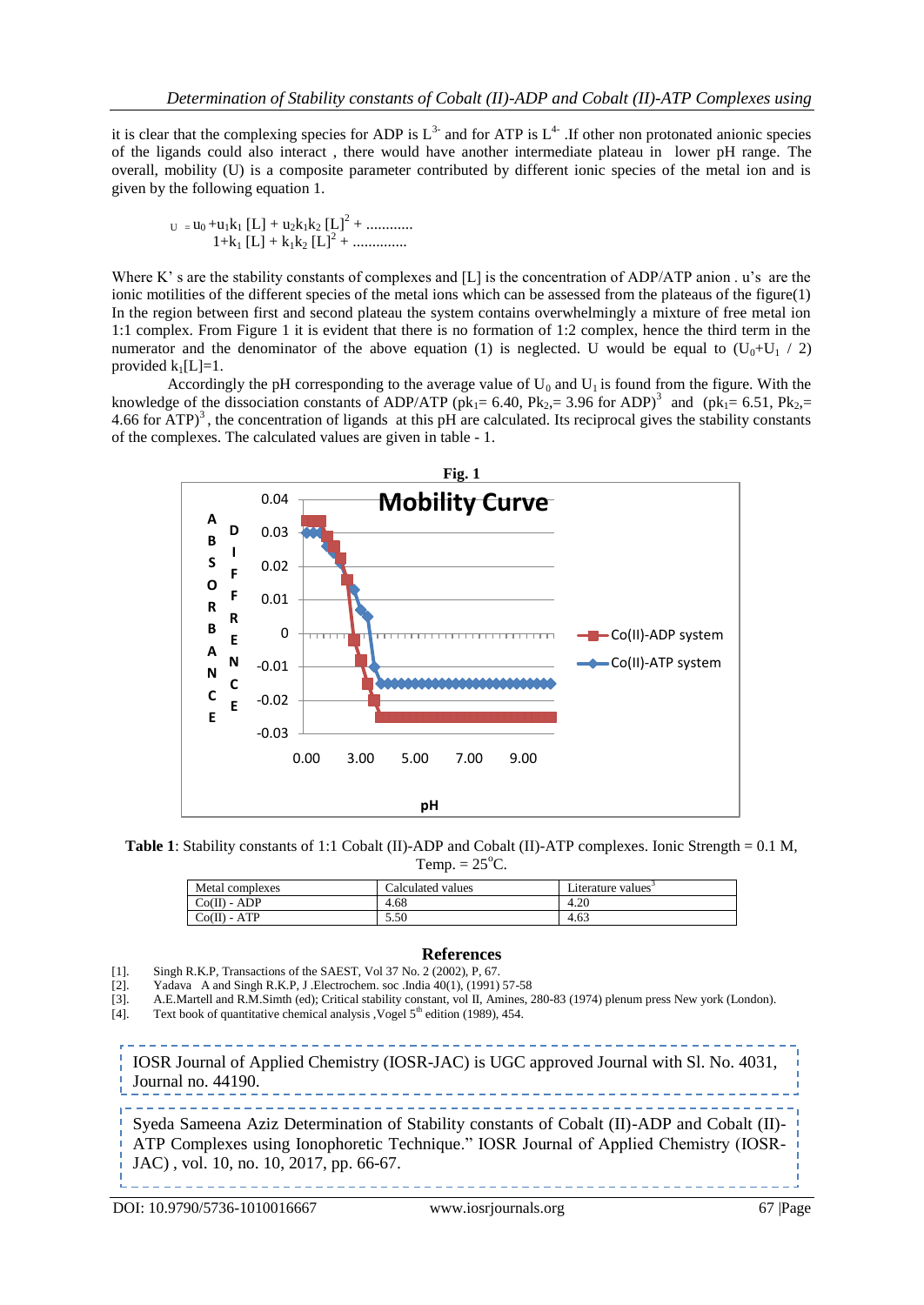it is clear that the complexing species for ADP is $L^{3-}$ and for ATP is $L^{4-}$ .If other non protonated anionic species of the ligands could also interact , there would have another intermediate plateau in lower pH range. The overall, mobility (U) is a composite parameter contributed by different ionic species of the metal ion and is given by the following equation 1.

$$U = \frac{u_0 + u_1 k_1 [L] + u_2 k_1 k_2 [L]^2 + ............}{1 + k_1 [L] + k_1 k_2 [L]^2 + .............}$$

Where K' s are the stability constants of complexes and [L] is the concentration of ADP/ATP anion . u's are the ionic motilities of the different species of the metal ions which can be assessed from the plateaus of the figure(1) In the region between first and second plateau the system contains overwhelmingly a mixture of free metal ion 1:1 complex. From Figure 1 it is evident that there is no formation of 1:2 complex, hence the third term in the numerator and the denominator of the above equation (1) is neglected. U would be equal to $(U_0+U_1 / 2)$ provided $k_1[L]=1$.

Accordingly the pH corresponding to the average value of $U_0$ and $U_1$ is found from the figure. With the knowledge of the dissociation constants of ADP/ATP ($pk_1$= 6.40, $Pk_2$,= 3.96 for ADP)[3] and ($pk_1$= 6.51, $Pk_2$,= 4.66 for ATP)[3] , the concentration of ligands at this pH are calculated. Its reciprocal gives the stability constants of the complexes. The calculated values are given in table - 1.

**Fig. 1**

Mobility Curve

ABSORBANCE

DIFFERENCE

0.04
0.03
0.02
0.01
0
-0.01
-0.02
-0.03

0.00 3.00 5.00 7.00 9.00

pH

Co(II)-ADP system
Co(II)-ATP system

**Table 1**: Stability constants of 1:1 Cobalt (II)-ADP and Cobalt (II)-ATP complexes. Ionic Strength = 0.1 M, Temp. = 25°C.

| Metal complexes | Calculated values | Literature values[3] |
|---|---|---|
| Co(II) - ADP | 4.68 | 4.20 |
| Co(II) - ATP | 5.50 | 4.63 |

## References

[1]. Singh R.K.P, Transactions of the SAEST, Vol 37 No. 2 (2002), P, 67.
[2]. Yadava A and Singh R.K.P, J .Electrochem. soc .India 40(1), (1991) 57-58
[3]. A.E.Martell and R.M.Simth (ed); Critical stability constant, vol II, Amines, 280-83 (1974) plenum press New york (London).
[4]. Text book of quantitative chemical analysis ,Vogel 5th edition (1989), 454.

IOSR Journal of Applied Chemistry (IOSR-JAC) is UGC approved Journal with Sl. No. 4031, Journal no. 44190.

Syeda Sameena Aziz Determination of Stability constants of Cobalt (II)-ADP and Cobalt (II)-ATP Complexes using Ionophoretic Technique." IOSR Journal of Applied Chemistry (IOSR-JAC) , vol. 10, no. 10, 2017, pp. 66-67.